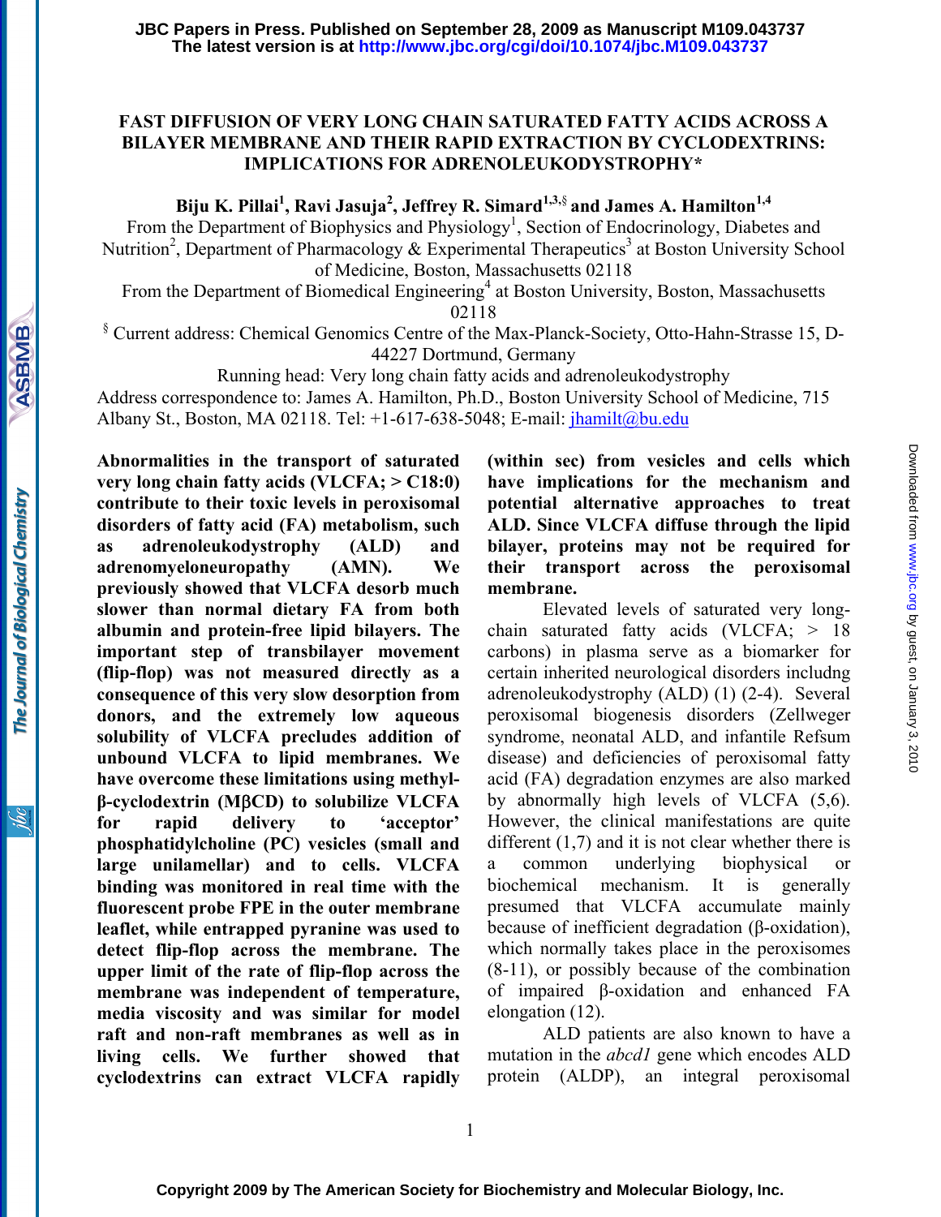# FAST DIFFUSION OF VERY LONG CHAIN SATURATED FATTY ACIDS ACROSS A BILAYER MEMBRANE AND THEIR RAPID EXTRACTION BY CYCLODEXTRINS: IMPLICATIONS FOR ADRENOLEUKODYSTROPHY*

**Biju K. Pillai[1], Ravi Jasuja[2], Jeffrey R. Simard[1,3,§] and James A. Hamilton[1,4]**

From the Department of Biophysics and Physiology[1], Section of Endocrinology, Diabetes and Nutrition[2], Department of Pharmacology & Experimental Therapeutics[3] at Boston University School of Medicine, Boston, Massachusetts 02118

From the Department of Biomedical Engineering[4] at Boston University, Boston, Massachusetts 02118

[§] Current address: Chemical Genomics Centre of the Max-Planck-Society, Otto-Hahn-Strasse 15, D-44227 Dortmund, Germany

Running head: Very long chain fatty acids and adrenoleukodystrophy

Address correspondence to: James A. Hamilton, Ph.D., Boston University School of Medicine, 715 Albany St., Boston, MA 02118. Tel: +1-617-638-5048; E-mail: jhamilt@bu.edu

**Abnormalities in the transport of saturated very long chain fatty acids (VLCFA; > C18:0) contribute to their toxic levels in peroxisomal disorders of fatty acid (FA) metabolism, such as adrenoleukodystrophy (ALD) and adrenomyeloneuropathy (AMN). We previously showed that VLCFA desorb much slower than normal dietary FA from both albumin and protein-free lipid bilayers. The important step of transbilayer movement (flip-flop) was not measured directly as a consequence of this very slow desorption from donors, and the extremely low aqueous solubility of VLCFA precludes addition of unbound VLCFA to lipid membranes. We have overcome these limitations using methyl-β-cyclodextrin (MβCD) to solubilize VLCFA for rapid delivery to 'acceptor' phosphatidylcholine (PC) vesicles (small and large unilamellar) and to cells. VLCFA binding was monitored in real time with the fluorescent probe FPE in the outer membrane leaflet, while entrapped pyranine was used to detect flip-flop across the membrane. The upper limit of the rate of flip-flop across the membrane was independent of temperature, media viscosity and was similar for model raft and non-raft membranes as well as in living cells. We further showed that cyclodextrins can extract VLCFA rapidly (within sec) from vesicles and cells which have implications for the mechanism and potential alternative approaches to treat ALD. Since VLCFA diffuse through the lipid bilayer, proteins may not be required for their transport across the peroxisomal membrane.**

Elevated levels of saturated very long-chain saturated fatty acids (VLCFA; > 18 carbons) in plasma serve as a biomarker for certain inherited neurological disorders includng adrenoleukodystrophy (ALD) (1) (2-4). Several peroxisomal biogenesis disorders (Zellweger syndrome, neonatal ALD, and infantile Refsum disease) and deficiencies of peroxisomal fatty acid (FA) degradation enzymes are also marked by abnormally high levels of VLCFA (5,6). However, the clinical manifestations are quite different (1,7) and it is not clear whether there is a common underlying biophysical or biochemical mechanism. It is generally presumed that VLCFA accumulate mainly because of inefficient degradation (β-oxidation), which normally takes place in the peroxisomes (8-11), or possibly because of the combination of impaired β-oxidation and enhanced FA elongation (12).

ALD patients are also known to have a mutation in the *abcd1* gene which encodes ALD protein (ALDP), an integral peroxisomal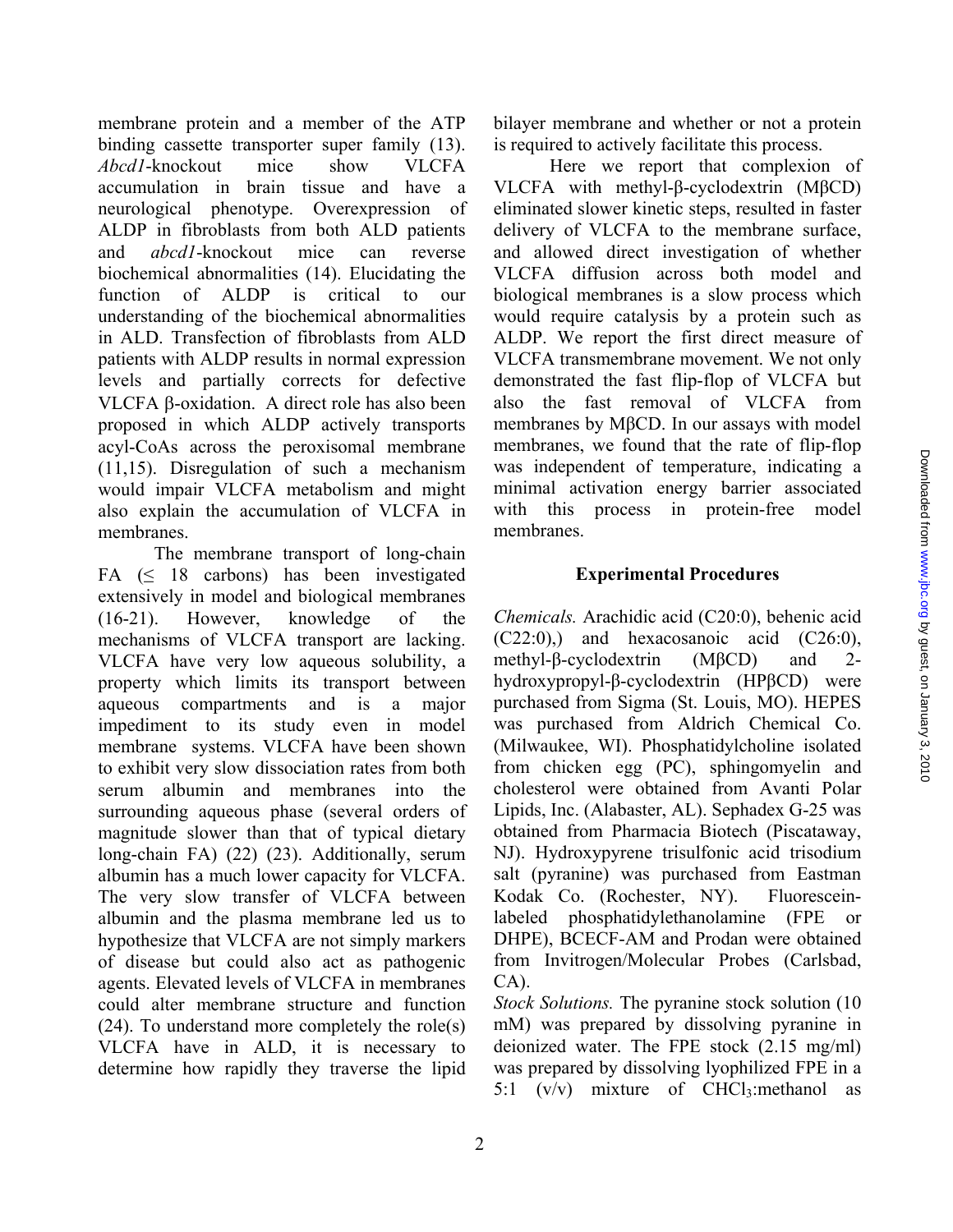membrane protein and a member of the ATP binding cassette transporter super family (13). *Abcd1*-knockout mice show VLCFA accumulation in brain tissue and have a neurological phenotype. Overexpression of ALDP in fibroblasts from both ALD patients and *abcd1*-knockout mice can reverse biochemical abnormalities (14). Elucidating the function of ALDP is critical to our understanding of the biochemical abnormalities in ALD. Transfection of fibroblasts from ALD patients with ALDP results in normal expression levels and partially corrects for defective VLCFA β-oxidation. A direct role has also been proposed in which ALDP actively transports acyl-CoAs across the peroxisomal membrane (11,15). Disregulation of such a mechanism would impair VLCFA metabolism and might also explain the accumulation of VLCFA in membranes.

The membrane transport of long-chain FA (≤ 18 carbons) has been investigated extensively in model and biological membranes (16-21). However, knowledge of the mechanisms of VLCFA transport are lacking. VLCFA have very low aqueous solubility, a property which limits its transport between aqueous compartments and is a major impediment to its study even in model membrane systems. VLCFA have been shown to exhibit very slow dissociation rates from both serum albumin and membranes into the surrounding aqueous phase (several orders of magnitude slower than that of typical dietary long-chain FA) (22) (23). Additionally, serum albumin has a much lower capacity for VLCFA. The very slow transfer of VLCFA between albumin and the plasma membrane led us to hypothesize that VLCFA are not simply markers of disease but could also act as pathogenic agents. Elevated levels of VLCFA in membranes could alter membrane structure and function (24). To understand more completely the role(s) VLCFA have in ALD, it is necessary to determine how rapidly they traverse the lipid bilayer membrane and whether or not a protein is required to actively facilitate this process.

Here we report that complexion of VLCFA with methyl-β-cyclodextrin (MβCD) eliminated slower kinetic steps, resulted in faster delivery of VLCFA to the membrane surface, and allowed direct investigation of whether VLCFA diffusion across both model and biological membranes is a slow process which would require catalysis by a protein such as ALDP. We report the first direct measure of VLCFA transmembrane movement. We not only demonstrated the fast flip-flop of VLCFA but also the fast removal of VLCFA from membranes by MβCD. In our assays with model membranes, we found that the rate of flip-flop was independent of temperature, indicating a minimal activation energy barrier associated with this process in protein-free model membranes.

## Experimental Procedures

*Chemicals.* Arachidic acid (C20:0), behenic acid (C22:0),) and hexacosanoic acid (C26:0), methyl-β-cyclodextrin (MβCD) and 2-hydroxypropyl-β-cyclodextrin (HPβCD) were purchased from Sigma (St. Louis, MO). HEPES was purchased from Aldrich Chemical Co. (Milwaukee, WI). Phosphatidylcholine isolated from chicken egg (PC), sphingomyelin and cholesterol were obtained from Avanti Polar Lipids, Inc. (Alabaster, AL). Sephadex G-25 was obtained from Pharmacia Biotech (Piscataway, NJ). Hydroxypyrene trisulfonic acid trisodium salt (pyranine) was purchased from Eastman Kodak Co. (Rochester, NY). Fluorescein-labeled phosphatidylethanolamine (FPE or DHPE), BCECF-AM and Prodan were obtained from Invitrogen/Molecular Probes (Carlsbad, CA).

*Stock Solutions.* The pyranine stock solution (10 mM) was prepared by dissolving pyranine in deionized water. The FPE stock (2.15 mg/ml) was prepared by dissolving lyophilized FPE in a 5:1 (v/v) mixture of $CHCl_3$:methanol as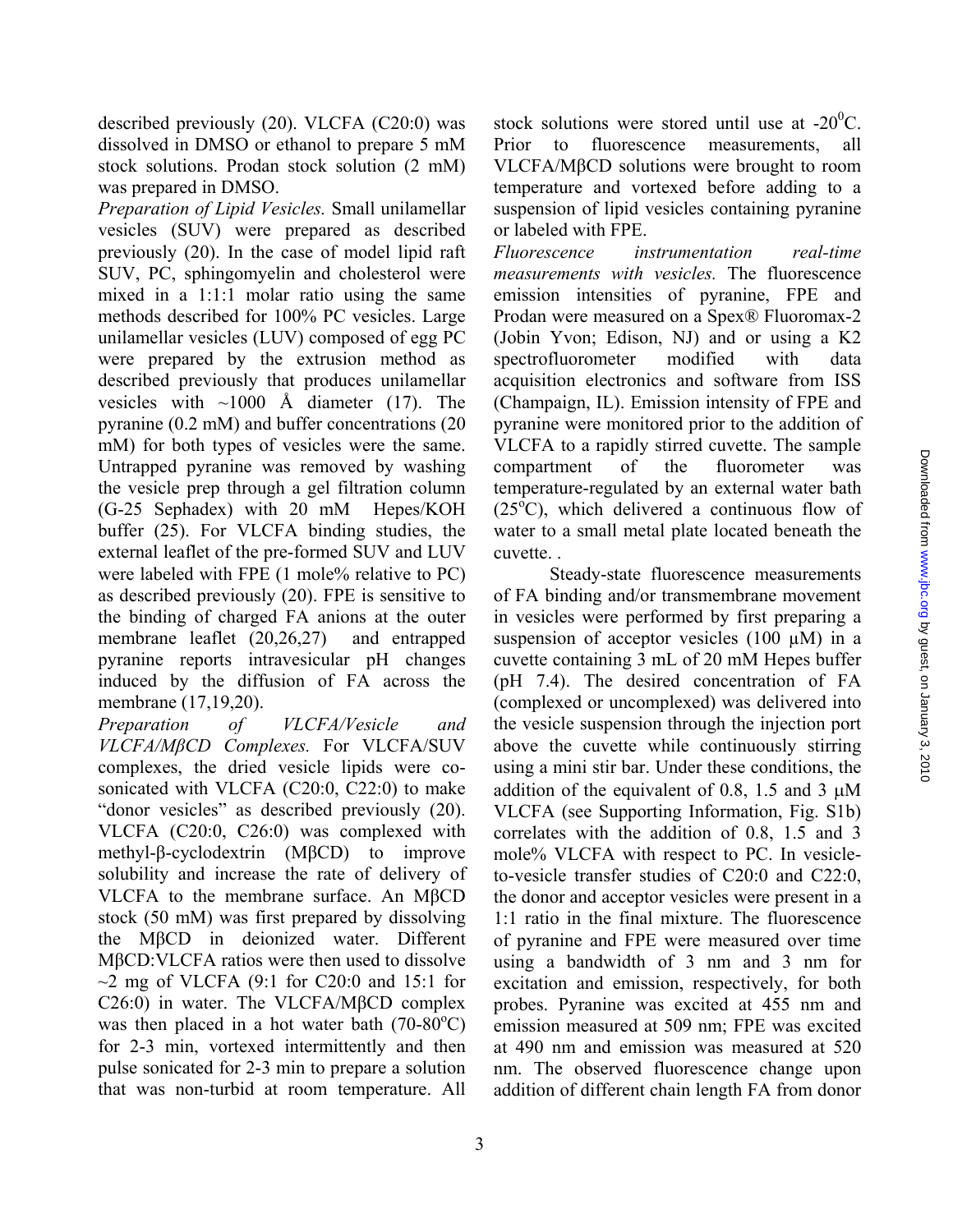described previously (20). VLCFA (C20:0) was dissolved in DMSO or ethanol to prepare 5 mM stock solutions. Prodan stock solution (2 mM) was prepared in DMSO.

*Preparation of Lipid Vesicles.* Small unilamellar vesicles (SUV) were prepared as described previously (20). In the case of model lipid raft SUV, PC, sphingomyelin and cholesterol were mixed in a 1:1:1 molar ratio using the same methods described for 100% PC vesicles. Large unilamellar vesicles (LUV) composed of egg PC were prepared by the extrusion method as described previously that produces unilamellar vesicles with ~1000 Å diameter (17). The pyranine (0.2 mM) and buffer concentrations (20 mM) for both types of vesicles were the same. Untrapped pyranine was removed by washing the vesicle prep through a gel filtration column (G-25 Sephadex) with 20 mM Hepes/KOH buffer (25). For VLCFA binding studies, the external leaflet of the pre-formed SUV and LUV were labeled with FPE (1 mole% relative to PC) as described previously (20). FPE is sensitive to the binding of charged FA anions at the outer membrane leaflet (20,26,27) and entrapped pyranine reports intravesicular pH changes induced by the diffusion of FA across the membrane (17,19,20).

*Preparation of VLCFA/Vesicle and VLCFA/MβCD Complexes.* For VLCFA/SUV complexes, the dried vesicle lipids were co-sonicated with VLCFA (C20:0, C22:0) to make "donor vesicles" as described previously (20). VLCFA (C20:0, C26:0) was complexed with methyl-β-cyclodextrin (MβCD) to improve solubility and increase the rate of delivery of VLCFA to the membrane surface. An MβCD stock (50 mM) was first prepared by dissolving the MβCD in deionized water. Different MβCD:VLCFA ratios were then used to dissolve ~2 mg of VLCFA (9:1 for C20:0 and 15:1 for C26:0) in water. The VLCFA/MβCD complex was then placed in a hot water bath (70-80°C) for 2-3 min, vortexed intermittently and then pulse sonicated for 2-3 min to prepare a solution that was non-turbid at room temperature. All stock solutions were stored until use at -20°C. Prior to fluorescence measurements, all VLCFA/MβCD solutions were brought to room temperature and vortexed before adding to a suspension of lipid vesicles containing pyranine or labeled with FPE.

*Fluorescence instrumentation real-time measurements with vesicles.* The fluorescence emission intensities of pyranine, FPE and Prodan were measured on a Spex® Fluoromax-2 (Jobin Yvon; Edison, NJ) and or using a K2 spectrofluorometer modified with data acquisition electronics and software from ISS (Champaign, IL). Emission intensity of FPE and pyranine were monitored prior to the addition of VLCFA to a rapidly stirred cuvette. The sample compartment of the fluorometer was temperature-regulated by an external water bath (25°C), which delivered a continuous flow of water to a small metal plate located beneath the cuvette. .

Steady-state fluorescence measurements of FA binding and/or transmembrane movement in vesicles were performed by first preparing a suspension of acceptor vesicles (100 μM) in a cuvette containing 3 mL of 20 mM Hepes buffer (pH 7.4). The desired concentration of FA (complexed or uncomplexed) was delivered into the vesicle suspension through the injection port above the cuvette while continuously stirring using a mini stir bar. Under these conditions, the addition of the equivalent of 0.8, 1.5 and 3 μM VLCFA (see Supporting Information, Fig. S1b) correlates with the addition of 0.8, 1.5 and 3 mole% VLCFA with respect to PC. In vesicle-to-vesicle transfer studies of C20:0 and C22:0, the donor and acceptor vesicles were present in a 1:1 ratio in the final mixture. The fluorescence of pyranine and FPE were measured over time using a bandwidth of 3 nm and 3 nm for excitation and emission, respectively, for both probes. Pyranine was excited at 455 nm and emission measured at 509 nm; FPE was excited at 490 nm and emission was measured at 520 nm. The observed fluorescence change upon addition of different chain length FA from donor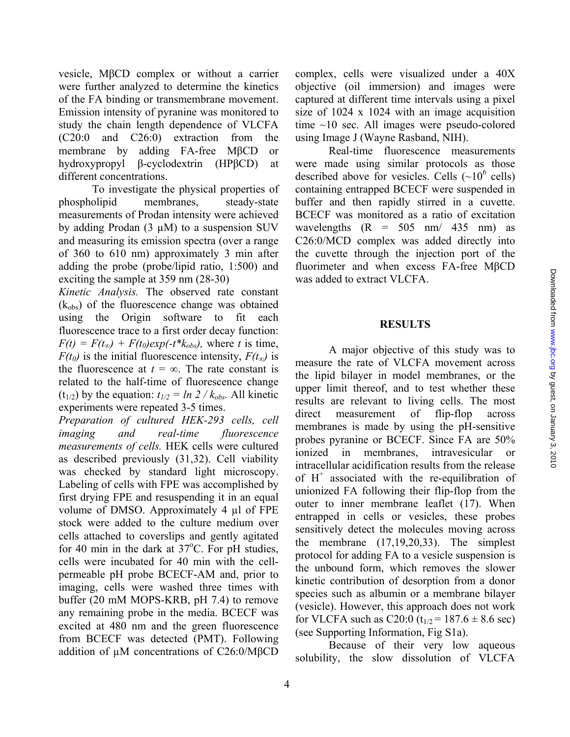vesicle, MβCD complex or without a carrier were further analyzed to determine the kinetics of the FA binding or transmembrane movement. Emission intensity of pyranine was monitored to study the chain length dependence of VLCFA (C20:0 and C26:0) extraction from the membrane by adding FA-free MβCD or hydroxypropyl β-cyclodextrin (HPβCD) at different concentrations.

To investigate the physical properties of phospholipid membranes, steady-state measurements of Prodan intensity were achieved by adding Prodan (3 µM) to a suspension SUV and measuring its emission spectra (over a range of 360 to 610 nm) approximately 3 min after adding the probe (probe/lipid ratio, 1:500) and exciting the sample at 359 nm (28-30)

*Kinetic Analysis.* The observed rate constant ($k_{obs}$) of the fluorescence change was obtained using the Origin software to fit each fluorescence trace to a first order decay function: $F(t) = F(t_\infty) + F(t_0)exp(-t*k_{obs})$, where $t$ is time, $F(t_0)$ is the initial fluorescence intensity, $F(t_\infty)$ is the fluorescence at $t = \infty$. The rate constant is related to the half-time of fluorescence change ($t_{1/2}$) by the equation: $t_{1/2} = ln\ 2 / k_{obs}$. All kinetic experiments were repeated 3-5 times.

*Preparation of cultured HEK-293 cells, cell imaging and real-time fluorescence measurements of cells.* HEK cells were cultured as described previously (31,32). Cell viability was checked by standard light microscopy. Labeling of cells with FPE was accomplished by first drying FPE and resuspending it in an equal volume of DMSO. Approximately 4 µl of FPE stock were added to the culture medium over cells attached to coverslips and gently agitated for 40 min in the dark at 37°C. For pH studies, cells were incubated for 40 min with the cell-permeable pH probe BCECF-AM and, prior to imaging, cells were washed three times with buffer (20 mM MOPS-KRB, pH 7.4) to remove any remaining probe in the media. BCECF was excited at 480 nm and the green fluorescence from BCECF was detected (PMT). Following addition of µM concentrations of C26:0/MβCD complex, cells were visualized under a 40X objective (oil immersion) and images were captured at different time intervals using a pixel size of 1024 x 1024 with an image acquisition time ~10 sec. All images were pseudo-colored using Image J (Wayne Rasband, NIH).

Real-time fluorescence measurements were made using similar protocols as those described above for vesicles. Cells (~$10^6$ cells) containing entrapped BCECF were suspended in buffer and then rapidly stirred in a cuvette. BCECF was monitored as a ratio of excitation wavelengths (R = 505 nm/ 435 nm) as C26:0/MCD complex was added directly into the cuvette through the injection port of the fluorimeter and when excess FA-free MβCD was added to extract VLCFA.

## RESULTS

A major objective of this study was to measure the rate of VLCFA movement across the lipid bilayer in model membranes, or the upper limit thereof, and to test whether these results are relevant to living cells. The most direct measurement of flip-flop across membranes is made by using the pH-sensitive probes pyranine or BCECF. Since FA are 50% ionized in membranes, intravesicular or intracellular acidification results from the release of $H^+$ associated with the re-equilibration of unionized FA following their flip-flop from the outer to inner membrane leaflet (17). When entrapped in cells or vesicles, these probes sensitively detect the molecules moving across the membrane (17,19,20,33). The simplest protocol for adding FA to a vesicle suspension is the unbound form, which removes the slower kinetic contribution of desorption from a donor species such as albumin or a membrane bilayer (vesicle). However, this approach does not work for VLCFA such as C20:0 ($t_{1/2}$ = 187.6 ± 8.6 sec) (see Supporting Information, Fig S1a).

Because of their very low aqueous solubility, the slow dissolution of VLCFA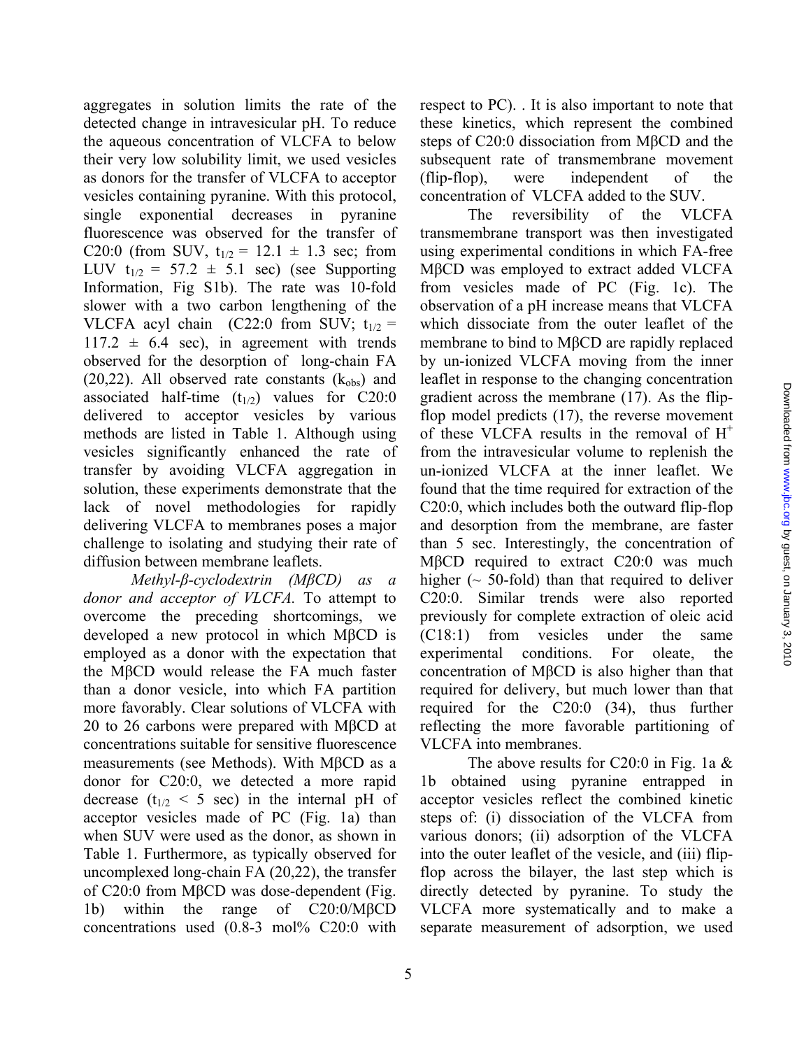aggregates in solution limits the rate of the detected change in intravesicular pH. To reduce the aqueous concentration of VLCFA to below their very low solubility limit, we used vesicles as donors for the transfer of VLCFA to acceptor vesicles containing pyranine. With this protocol, single exponential decreases in pyranine fluorescence was observed for the transfer of C20:0 (from SUV, $t_{1/2}$ = 12.1 ± 1.3 sec; from LUV $t_{1/2}$ = 57.2 ± 5.1 sec) (see Supporting Information, Fig S1b). The rate was 10-fold slower with a two carbon lengthening of the VLCFA acyl chain (C22:0 from SUV; $t_{1/2}$ = 117.2 ± 6.4 sec), in agreement with trends observed for the desorption of long-chain FA (20,22). All observed rate constants ($k_{obs}$) and associated half-time ($t_{1/2}$) values for C20:0 delivered to acceptor vesicles by various methods are listed in Table 1. Although using vesicles significantly enhanced the rate of transfer by avoiding VLCFA aggregation in solution, these experiments demonstrate that the lack of novel methodologies for rapidly delivering VLCFA to membranes poses a major challenge to isolating and studying their rate of diffusion between membrane leaflets.

*Methyl-β-cyclodextrin (MβCD) as a donor and acceptor of VLCFA.* To attempt to overcome the preceding shortcomings, we developed a new protocol in which MβCD is employed as a donor with the expectation that the MβCD would release the FA much faster than a donor vesicle, into which FA partition more favorably. Clear solutions of VLCFA with 20 to 26 carbons were prepared with MβCD at concentrations suitable for sensitive fluorescence measurements (see Methods). With MβCD as a donor for C20:0, we detected a more rapid decrease ($t_{1/2}$ < 5 sec) in the internal pH of acceptor vesicles made of PC (Fig. 1a) than when SUV were used as the donor, as shown in Table 1. Furthermore, as typically observed for uncomplexed long-chain FA (20,22), the transfer of C20:0 from MβCD was dose-dependent (Fig. 1b) within the range of C20:0/MβCD concentrations used (0.8-3 mol% C20:0 with respect to PC). . It is also important to note that these kinetics, which represent the combined steps of C20:0 dissociation from MβCD and the subsequent rate of transmembrane movement (flip-flop), were independent of the concentration of VLCFA added to the SUV.

The reversibility of the VLCFA transmembrane transport was then investigated using experimental conditions in which FA-free MβCD was employed to extract added VLCFA from vesicles made of PC (Fig. 1c). The observation of a pH increase means that VLCFA which dissociate from the outer leaflet of the membrane to bind to MβCD are rapidly replaced by un-ionized VLCFA moving from the inner leaflet in response to the changing concentration gradient across the membrane (17). As the flip-flop model predicts (17), the reverse movement of these VLCFA results in the removal of $H^+$ from the intravesicular volume to replenish the un-ionized VLCFA at the inner leaflet. We found that the time required for extraction of the C20:0, which includes both the outward flip-flop and desorption from the membrane, are faster than 5 sec. Interestingly, the concentration of MβCD required to extract C20:0 was much higher (~ 50-fold) than that required to deliver C20:0. Similar trends were also reported previously for complete extraction of oleic acid (C18:1) from vesicles under the same experimental conditions. For oleate, the concentration of MβCD is also higher than that required for delivery, but much lower than that required for the C20:0 (34), thus further reflecting the more favorable partitioning of VLCFA into membranes.

The above results for C20:0 in Fig. 1a & 1b obtained using pyranine entrapped in acceptor vesicles reflect the combined kinetic steps of: (i) dissociation of the VLCFA from various donors; (ii) adsorption of the VLCFA into the outer leaflet of the vesicle, and (iii) flip-flop across the bilayer, the last step which is directly detected by pyranine. To study the VLCFA more systematically and to make a separate measurement of adsorption, we used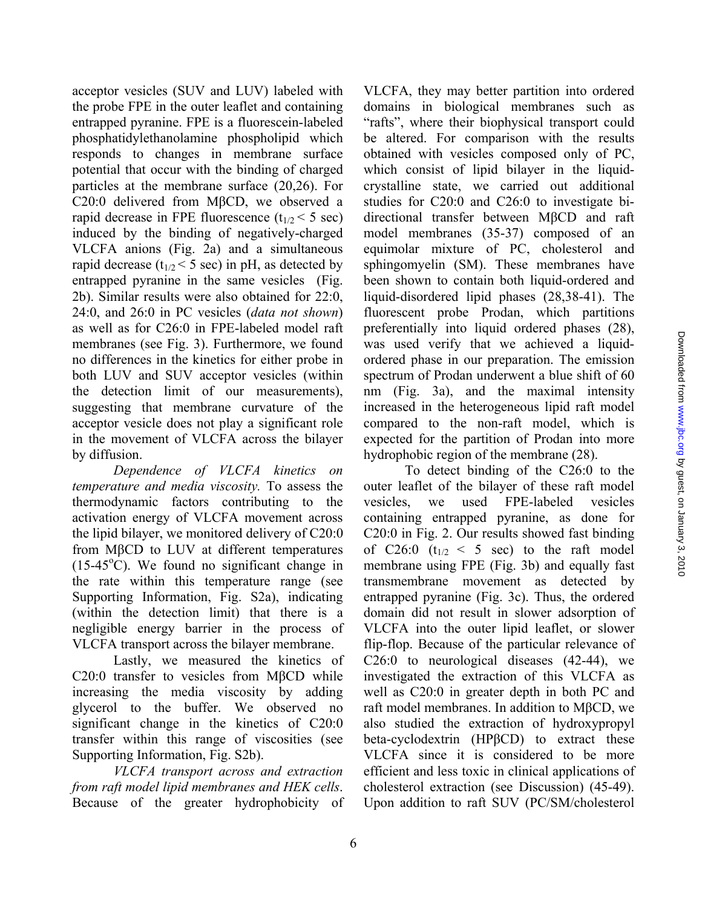acceptor vesicles (SUV and LUV) labeled with the probe FPE in the outer leaflet and containing entrapped pyranine. FPE is a fluorescein-labeled phosphatidylethanolamine phospholipid which responds to changes in membrane surface potential that occur with the binding of charged particles at the membrane surface (20,26). For C20:0 delivered from MβCD, we observed a rapid decrease in FPE fluorescence ($t_{1/2} < 5$ sec) induced by the binding of negatively-charged VLCFA anions (Fig. 2a) and a simultaneous rapid decrease ($t_{1/2} < 5$ sec) in pH, as detected by entrapped pyranine in the same vesicles (Fig. 2b). Similar results were also obtained for 22:0, 24:0, and 26:0 in PC vesicles (*data not shown*) as well as for C26:0 in FPE-labeled model raft membranes (see Fig. 3). Furthermore, we found no differences in the kinetics for either probe in both LUV and SUV acceptor vesicles (within the detection limit of our measurements), suggesting that membrane curvature of the acceptor vesicle does not play a significant role in the movement of VLCFA across the bilayer by diffusion.

*Dependence of VLCFA kinetics on temperature and media viscosity.* To assess the thermodynamic factors contributing to the activation energy of VLCFA movement across the lipid bilayer, we monitored delivery of C20:0 from MβCD to LUV at different temperatures (15-45°C). We found no significant change in the rate within this temperature range (see Supporting Information, Fig. S2a), indicating (within the detection limit) that there is a negligible energy barrier in the process of VLCFA transport across the bilayer membrane.

Lastly, we measured the kinetics of C20:0 transfer to vesicles from MβCD while increasing the media viscosity by adding glycerol to the buffer. We observed no significant change in the kinetics of C20:0 transfer within this range of viscosities (see Supporting Information, Fig. S2b).

*VLCFA transport across and extraction from raft model lipid membranes and HEK cells.* Because of the greater hydrophobicity of VLCFA, they may better partition into ordered domains in biological membranes such as "rafts", where their biophysical transport could be altered. For comparison with the results obtained with vesicles composed only of PC, which consist of lipid bilayer in the liquid-crystalline state, we carried out additional studies for C20:0 and C26:0 to investigate bi-directional transfer between MβCD and raft model membranes (35-37) composed of an equimolar mixture of PC, cholesterol and sphingomyelin (SM). These membranes have been shown to contain both liquid-ordered and liquid-disordered lipid phases (28,38-41). The fluorescent probe Prodan, which partitions preferentially into liquid ordered phases (28), was used verify that we achieved a liquid-ordered phase in our preparation. The emission spectrum of Prodan underwent a blue shift of 60 nm (Fig. 3a), and the maximal intensity increased in the heterogeneous lipid raft model compared to the non-raft model, which is expected for the partition of Prodan into more hydrophobic region of the membrane (28).

To detect binding of the C26:0 to the outer leaflet of the bilayer of these raft model vesicles, we used FPE-labeled vesicles containing entrapped pyranine, as done for C20:0 in Fig. 2. Our results showed fast binding of C26:0 ($t_{1/2} < 5$ sec) to the raft model membrane using FPE (Fig. 3b) and equally fast transmembrane movement as detected by entrapped pyranine (Fig. 3c). Thus, the ordered domain did not result in slower adsorption of VLCFA into the outer lipid leaflet, or slower flip-flop. Because of the particular relevance of C26:0 to neurological diseases (42-44), we investigated the extraction of this VLCFA as well as C20:0 in greater depth in both PC and raft model membranes. In addition to MβCD, we also studied the extraction of hydroxypropyl beta-cyclodextrin (HPβCD) to extract these VLCFA since it is considered to be more efficient and less toxic in clinical applications of cholesterol extraction (see Discussion) (45-49). Upon addition to raft SUV (PC/SM/cholesterol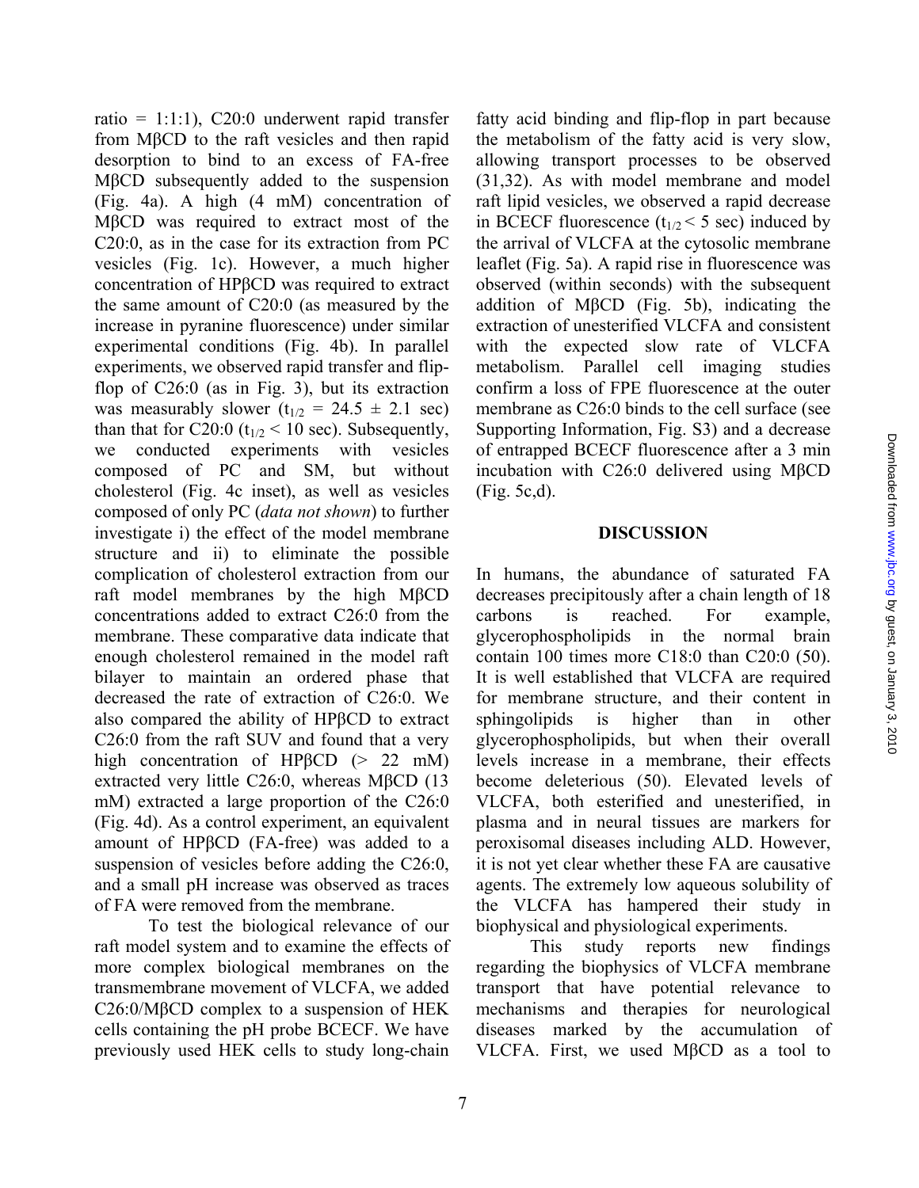ratio = 1:1:1), C20:0 underwent rapid transfer from MβCD to the raft vesicles and then rapid desorption to bind to an excess of FA-free MβCD subsequently added to the suspension (Fig. 4a). A high (4 mM) concentration of MβCD was required to extract most of the C20:0, as in the case for its extraction from PC vesicles (Fig. 1c). However, a much higher concentration of HPβCD was required to extract the same amount of C20:0 (as measured by the increase in pyranine fluorescence) under similar experimental conditions (Fig. 4b). In parallel experiments, we observed rapid transfer and flip-flop of C26:0 (as in Fig. 3), but its extraction was measurably slower ($t_{1/2} = 24.5 \pm 2.1$ sec) than that for C20:0 ($t_{1/2} < 10$ sec). Subsequently, we conducted experiments with vesicles composed of PC and SM, but without cholesterol (Fig. 4c inset), as well as vesicles composed of only PC (*data not shown*) to further investigate i) the effect of the model membrane structure and ii) to eliminate the possible complication of cholesterol extraction from our raft model membranes by the high MβCD concentrations added to extract C26:0 from the membrane. These comparative data indicate that enough cholesterol remained in the model raft bilayer to maintain an ordered phase that decreased the rate of extraction of C26:0. We also compared the ability of HPβCD to extract C26:0 from the raft SUV and found that a very high concentration of HPβCD (> 22 mM) extracted very little C26:0, whereas MβCD (13 mM) extracted a large proportion of the C26:0 (Fig. 4d). As a control experiment, an equivalent amount of HPβCD (FA-free) was added to a suspension of vesicles before adding the C26:0, and a small pH increase was observed as traces of FA were removed from the membrane.

To test the biological relevance of our raft model system and to examine the effects of more complex biological membranes on the transmembrane movement of VLCFA, we added C26:0/MβCD complex to a suspension of HEK cells containing the pH probe BCECF. We have previously used HEK cells to study long-chain fatty acid binding and flip-flop in part because the metabolism of the fatty acid is very slow, allowing transport processes to be observed (31,32). As with model membrane and model raft lipid vesicles, we observed a rapid decrease in BCECF fluorescence ($t_{1/2} < 5$ sec) induced by the arrival of VLCFA at the cytosolic membrane leaflet (Fig. 5a). A rapid rise in fluorescence was observed (within seconds) with the subsequent addition of MβCD (Fig. 5b), indicating the extraction of unesterified VLCFA and consistent with the expected slow rate of VLCFA metabolism. Parallel cell imaging studies confirm a loss of FPE fluorescence at the outer membrane as C26:0 binds to the cell surface (see Supporting Information, Fig. S3) and a decrease of entrapped BCECF fluorescence after a 3 min incubation with C26:0 delivered using MβCD (Fig. 5c,d).

## DISCUSSION

In humans, the abundance of saturated FA decreases precipitously after a chain length of 18 carbons is reached. For example, glycerophospholipids in the normal brain contain 100 times more C18:0 than C20:0 (50). It is well established that VLCFA are required for membrane structure, and their content in sphingolipids is higher than in other glycerophospholipids, but when their overall levels increase in a membrane, their effects become deleterious (50). Elevated levels of VLCFA, both esterified and unesterified, in plasma and in neural tissues are markers for peroxisomal diseases including ALD. However, it is not yet clear whether these FA are causative agents. The extremely low aqueous solubility of the VLCFA has hampered their study in biophysical and physiological experiments.

This study reports new findings regarding the biophysics of VLCFA membrane transport that have potential relevance to mechanisms and therapies for neurological diseases marked by the accumulation of VLCFA. First, we used MβCD as a tool to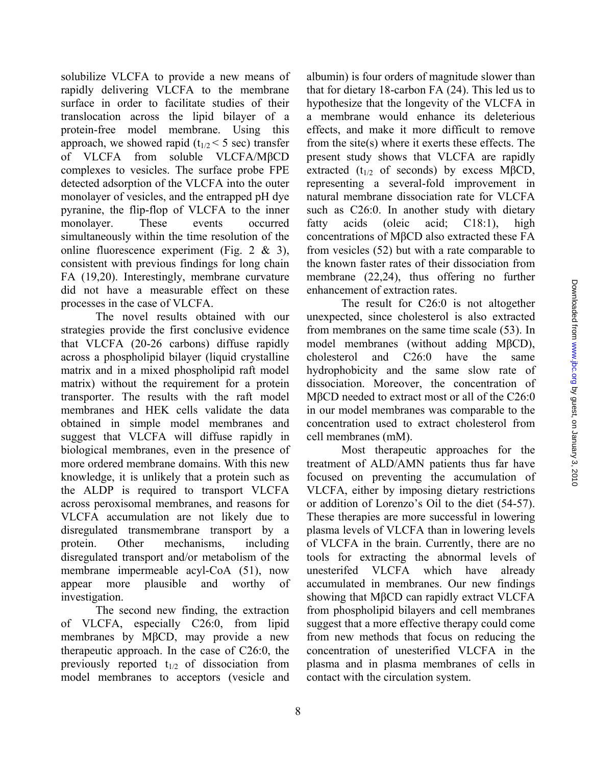solubilize VLCFA to provide a new means of rapidly delivering VLCFA to the membrane surface in order to facilitate studies of their translocation across the lipid bilayer of a protein-free model membrane. Using this approach, we showed rapid ($t_{1/2} < 5$ sec) transfer of VLCFA from soluble VLCFA/MβCD complexes to vesicles. The surface probe FPE detected adsorption of the VLCFA into the outer monolayer of vesicles, and the entrapped pH dye pyranine, the flip-flop of VLCFA to the inner monolayer. These events occurred simultaneously within the time resolution of the online fluorescence experiment (Fig. 2 & 3), consistent with previous findings for long chain FA (19,20). Interestingly, membrane curvature did not have a measurable effect on these processes in the case of VLCFA.

The novel results obtained with our strategies provide the first conclusive evidence that VLCFA (20-26 carbons) diffuse rapidly across a phospholipid bilayer (liquid crystalline matrix and in a mixed phospholipid raft model matrix) without the requirement for a protein transporter. The results with the raft model membranes and HEK cells validate the data obtained in simple model membranes and suggest that VLCFA will diffuse rapidly in biological membranes, even in the presence of more ordered membrane domains. With this new knowledge, it is unlikely that a protein such as the ALDP is required to transport VLCFA across peroxisomal membranes, and reasons for VLCFA accumulation are not likely due to disregulated transmembrane transport by a protein. Other mechanisms, including disregulated transport and/or metabolism of the membrane impermeable acyl-CoA (51), now appear more plausible and worthy of investigation.

The second new finding, the extraction of VLCFA, especially C26:0, from lipid membranes by MβCD, may provide a new therapeutic approach. In the case of C26:0, the previously reported $t_{1/2}$ of dissociation from model membranes to acceptors (vesicle and albumin) is four orders of magnitude slower than that for dietary 18-carbon FA (24). This led us to hypothesize that the longevity of the VLCFA in a membrane would enhance its deleterious effects, and make it more difficult to remove from the site(s) where it exerts these effects. The present study shows that VLCFA are rapidly extracted ($t_{1/2}$ of seconds) by excess MβCD, representing a several-fold improvement in natural membrane dissociation rate for VLCFA such as C26:0. In another study with dietary fatty acids (oleic acid; C18:1), high concentrations of MβCD also extracted these FA from vesicles (52) but with a rate comparable to the known faster rates of their dissociation from membrane (22,24), thus offering no further enhancement of extraction rates.

The result for C26:0 is not altogether unexpected, since cholesterol is also extracted from membranes on the same time scale (53). In model membranes (without adding MβCD), cholesterol and C26:0 have the same hydrophobicity and the same slow rate of dissociation. Moreover, the concentration of MβCD needed to extract most or all of the C26:0 in our model membranes was comparable to the concentration used to extract cholesterol from cell membranes (mM).

Most therapeutic approaches for the treatment of ALD/AMN patients thus far have focused on preventing the accumulation of VLCFA, either by imposing dietary restrictions or addition of Lorenzo's Oil to the diet (54-57). These therapies are more successful in lowering plasma levels of VLCFA than in lowering levels of VLCFA in the brain. Currently, there are no tools for extracting the abnormal levels of unesterifed VLCFA which have already accumulated in membranes. Our new findings showing that MβCD can rapidly extract VLCFA from phospholipid bilayers and cell membranes suggest that a more effective therapy could come from new methods that focus on reducing the concentration of unesterified VLCFA in the plasma and in plasma membranes of cells in contact with the circulation system.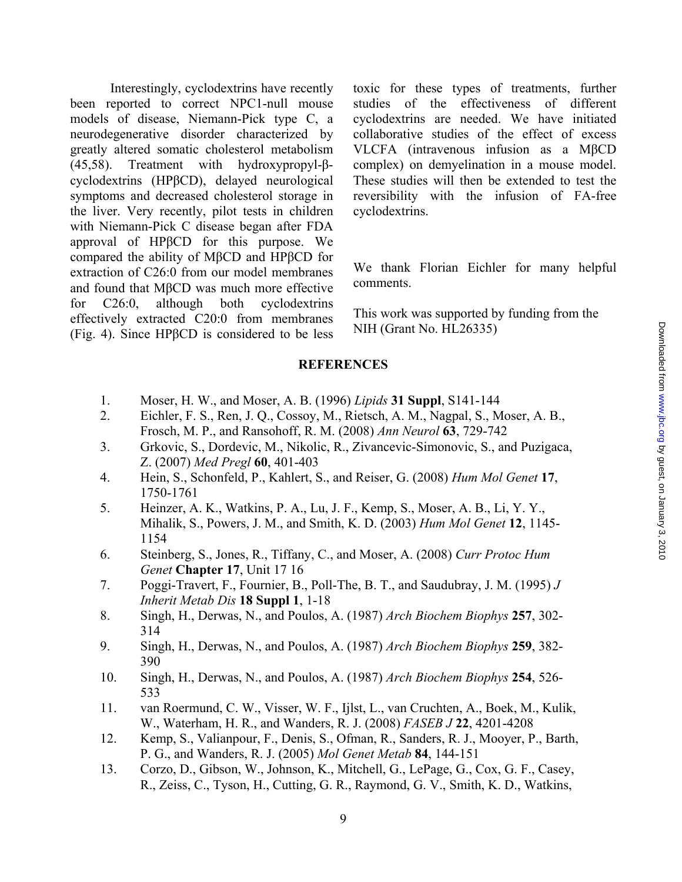Interestingly, cyclodextrins have recently been reported to correct NPC1-null mouse models of disease, Niemann-Pick type C, a neurodegenerative disorder characterized by greatly altered somatic cholesterol metabolism (45,58). Treatment with hydroxypropyl-β-cyclodextrins (HPβCD), delayed neurological symptoms and decreased cholesterol storage in the liver. Very recently, pilot tests in children with Niemann-Pick C disease began after FDA approval of HPβCD for this purpose. We compared the ability of MβCD and HPβCD for extraction of C26:0 from our model membranes and found that MβCD was much more effective for C26:0, although both cyclodextrins effectively extracted C20:0 from membranes (Fig. 4). Since HPβCD is considered to be less toxic for these types of treatments, further studies of the effectiveness of different cyclodextrins are needed. We have initiated collaborative studies of the effect of excess VLCFA (intravenous infusion as a MβCD complex) on demyelination in a mouse model. These studies will then be extended to test the reversibility with the infusion of FA-free cyclodextrins.

We thank Florian Eichler for many helpful comments.

This work was supported by funding from the NIH (Grant No. HL26335)

## REFERENCES

1. Moser, H. W., and Moser, A. B. (1996) *Lipids* **31 Suppl**, S141-144
2. Eichler, F. S., Ren, J. Q., Cossoy, M., Rietsch, A. M., Nagpal, S., Moser, A. B., Frosch, M. P., and Ransohoff, R. M. (2008) *Ann Neurol* **63**, 729-742
3. Grkovic, S., Dordevic, M., Nikolic, R., Zivancevic-Simonovic, S., and Puzigaca, Z. (2007) *Med Pregl* **60**, 401-403
4. Hein, S., Schonfeld, P., Kahlert, S., and Reiser, G. (2008) *Hum Mol Genet* **17**, 1750-1761
5. Heinzer, A. K., Watkins, P. A., Lu, J. F., Kemp, S., Moser, A. B., Li, Y. Y., Mihalik, S., Powers, J. M., and Smith, K. D. (2003) *Hum Mol Genet* **12**, 1145-1154
6. Steinberg, S., Jones, R., Tiffany, C., and Moser, A. (2008) *Curr Protoc Hum Genet* **Chapter 17**, Unit 17 16
7. Poggi-Travert, F., Fournier, B., Poll-The, B. T., and Saudubray, J. M. (1995) *J Inherit Metab Dis* **18 Suppl 1**, 1-18
8. Singh, H., Derwas, N., and Poulos, A. (1987) *Arch Biochem Biophys* **257**, 302-314
9. Singh, H., Derwas, N., and Poulos, A. (1987) *Arch Biochem Biophys* **259**, 382-390
10. Singh, H., Derwas, N., and Poulos, A. (1987) *Arch Biochem Biophys* **254**, 526-533
11. van Roermund, C. W., Visser, W. F., Ijlst, L., van Cruchten, A., Boek, M., Kulik, W., Waterham, H. R., and Wanders, R. J. (2008) *FASEB J* **22**, 4201-4208
12. Kemp, S., Valianpour, F., Denis, S., Ofman, R., Sanders, R. J., Mooyer, P., Barth, P. G., and Wanders, R. J. (2005) *Mol Genet Metab* **84**, 144-151
13. Corzo, D., Gibson, W., Johnson, K., Mitchell, G., LePage, G., Cox, G. F., Casey, R., Zeiss, C., Tyson, H., Cutting, G. R., Raymond, G. V., Smith, K. D., Watkins,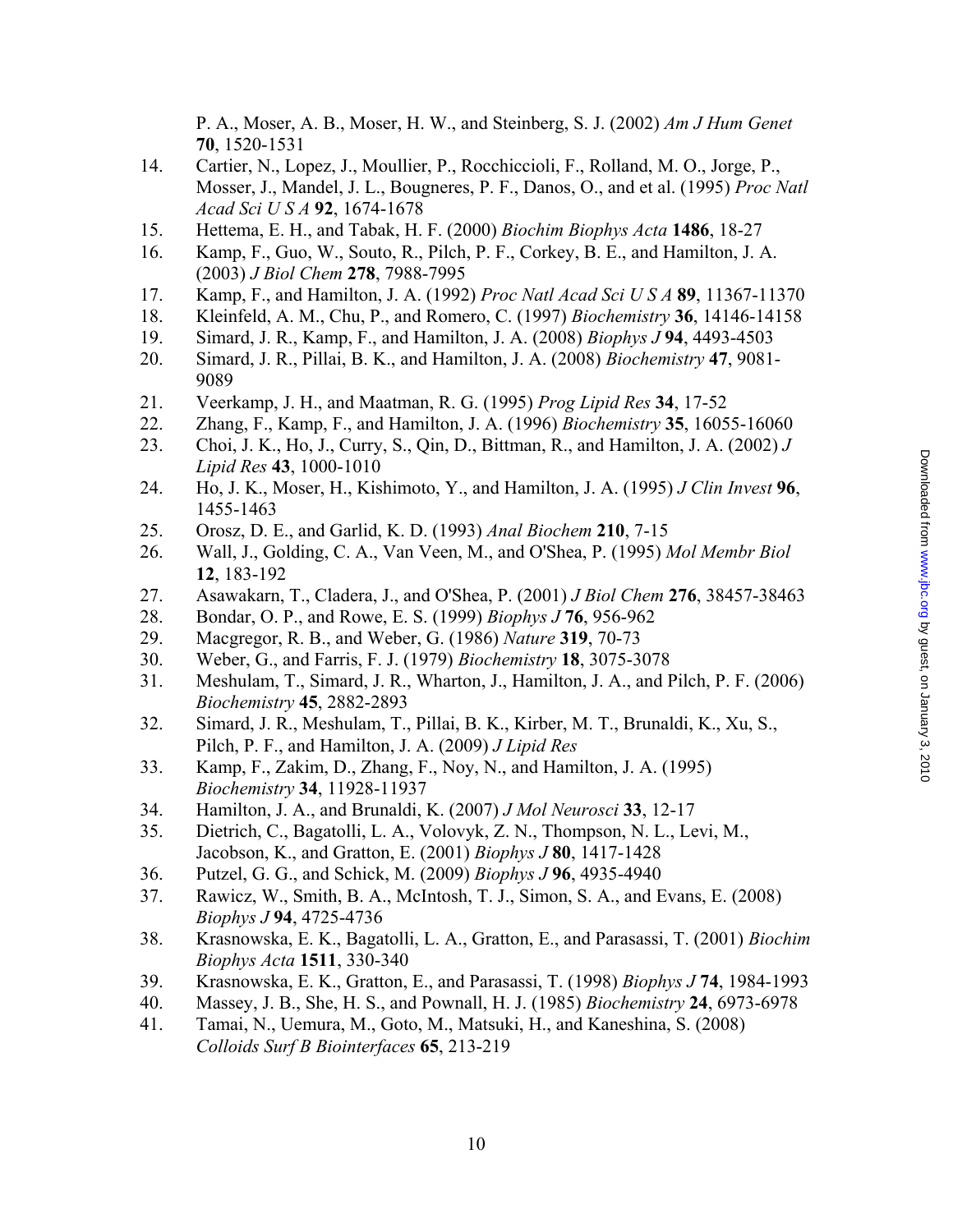P. A., Moser, A. B., Moser, H. W., and Steinberg, S. J. (2002) *Am J Hum Genet* **70**, 1520-1531

14. Cartier, N., Lopez, J., Moullier, P., Rocchiccioli, F., Rolland, M. O., Jorge, P., Mosser, J., Mandel, J. L., Bougneres, P. F., Danos, O., and et al. (1995) *Proc Natl Acad Sci U S A* **92**, 1674-1678
15. Hettema, E. H., and Tabak, H. F. (2000) *Biochim Biophys Acta* **1486**, 18-27
16. Kamp, F., Guo, W., Souto, R., Pilch, P. F., Corkey, B. E., and Hamilton, J. A. (2003) *J Biol Chem* **278**, 7988-7995
17. Kamp, F., and Hamilton, J. A. (1992) *Proc Natl Acad Sci U S A* **89**, 11367-11370
18. Kleinfeld, A. M., Chu, P., and Romero, C. (1997) *Biochemistry* **36**, 14146-14158
19. Simard, J. R., Kamp, F., and Hamilton, J. A. (2008) *Biophys J* **94**, 4493-4503
20. Simard, J. R., Pillai, B. K., and Hamilton, J. A. (2008) *Biochemistry* **47**, 9081-9089
21. Veerkamp, J. H., and Maatman, R. G. (1995) *Prog Lipid Res* **34**, 17-52
22. Zhang, F., Kamp, F., and Hamilton, J. A. (1996) *Biochemistry* **35**, 16055-16060
23. Choi, J. K., Ho, J., Curry, S., Qin, D., Bittman, R., and Hamilton, J. A. (2002) *J Lipid Res* **43**, 1000-1010
24. Ho, J. K., Moser, H., Kishimoto, Y., and Hamilton, J. A. (1995) *J Clin Invest* **96**, 1455-1463
25. Orosz, D. E., and Garlid, K. D. (1993) *Anal Biochem* **210**, 7-15
26. Wall, J., Golding, C. A., Van Veen, M., and O'Shea, P. (1995) *Mol Membr Biol* **12**, 183-192
27. Asawakarn, T., Cladera, J., and O'Shea, P. (2001) *J Biol Chem* **276**, 38457-38463
28. Bondar, O. P., and Rowe, E. S. (1999) *Biophys J* **76**, 956-962
29. Macgregor, R. B., and Weber, G. (1986) *Nature* **319**, 70-73
30. Weber, G., and Farris, F. J. (1979) *Biochemistry* **18**, 3075-3078
31. Meshulam, T., Simard, J. R., Wharton, J., Hamilton, J. A., and Pilch, P. F. (2006) *Biochemistry* **45**, 2882-2893
32. Simard, J. R., Meshulam, T., Pillai, B. K., Kirber, M. T., Brunaldi, K., Xu, S., Pilch, P. F., and Hamilton, J. A. (2009) *J Lipid Res*
33. Kamp, F., Zakim, D., Zhang, F., Noy, N., and Hamilton, J. A. (1995) *Biochemistry* **34**, 11928-11937
34. Hamilton, J. A., and Brunaldi, K. (2007) *J Mol Neurosci* **33**, 12-17
35. Dietrich, C., Bagatolli, L. A., Volovyk, Z. N., Thompson, N. L., Levi, M., Jacobson, K., and Gratton, E. (2001) *Biophys J* **80**, 1417-1428
36. Putzel, G. G., and Schick, M. (2009) *Biophys J* **96**, 4935-4940
37. Rawicz, W., Smith, B. A., McIntosh, T. J., Simon, S. A., and Evans, E. (2008) *Biophys J* **94**, 4725-4736
38. Krasnowska, E. K., Bagatolli, L. A., Gratton, E., and Parasassi, T. (2001) *Biochim Biophys Acta* **1511**, 330-340
39. Krasnowska, E. K., Gratton, E., and Parasassi, T. (1998) *Biophys J* **74**, 1984-1993
40. Massey, J. B., She, H. S., and Pownall, H. J. (1985) *Biochemistry* **24**, 6973-6978
41. Tamai, N., Uemura, M., Goto, M., Matsuki, H., and Kaneshina, S. (2008) *Colloids Surf B Biointerfaces* **65**, 213-219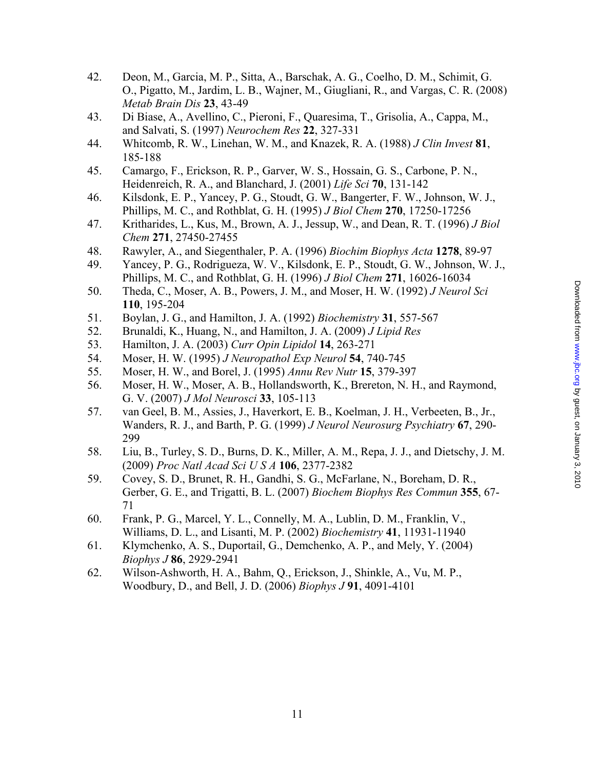42. Deon, M., Garcia, M. P., Sitta, A., Barschak, A. G., Coelho, D. M., Schimit, G. O., Pigatto, M., Jardim, L. B., Wajner, M., Giugliani, R., and Vargas, C. R. (2008) *Metab Brain Dis* **23**, 43-49
43. Di Biase, A., Avellino, C., Pieroni, F., Quaresima, T., Grisolia, A., Cappa, M., and Salvati, S. (1997) *Neurochem Res* **22**, 327-331
44. Whitcomb, R. W., Linehan, W. M., and Knazek, R. A. (1988) *J Clin Invest* **81**, 185-188
45. Camargo, F., Erickson, R. P., Garver, W. S., Hossain, G. S., Carbone, P. N., Heidenreich, R. A., and Blanchard, J. (2001) *Life Sci* **70**, 131-142
46. Kilsdonk, E. P., Yancey, P. G., Stoudt, G. W., Bangerter, F. W., Johnson, W. J., Phillips, M. C., and Rothblat, G. H. (1995) *J Biol Chem* **270**, 17250-17256
47. Kritharides, L., Kus, M., Brown, A. J., Jessup, W., and Dean, R. T. (1996) *J Biol Chem* **271**, 27450-27455
48. Rawyler, A., and Siegenthaler, P. A. (1996) *Biochim Biophys Acta* **1278**, 89-97
49. Yancey, P. G., Rodrigueza, W. V., Kilsdonk, E. P., Stoudt, G. W., Johnson, W. J., Phillips, M. C., and Rothblat, G. H. (1996) *J Biol Chem* **271**, 16026-16034
50. Theda, C., Moser, A. B., Powers, J. M., and Moser, H. W. (1992) *J Neurol Sci* **110**, 195-204
51. Boylan, J. G., and Hamilton, J. A. (1992) *Biochemistry* **31**, 557-567
52. Brunaldi, K., Huang, N., and Hamilton, J. A. (2009) *J Lipid Res*
53. Hamilton, J. A. (2003) *Curr Opin Lipidol* **14**, 263-271
54. Moser, H. W. (1995) *J Neuropathol Exp Neurol* **54**, 740-745
55. Moser, H. W., and Borel, J. (1995) *Annu Rev Nutr* **15**, 379-397
56. Moser, H. W., Moser, A. B., Hollandsworth, K., Brereton, N. H., and Raymond, G. V. (2007) *J Mol Neurosci* **33**, 105-113
57. van Geel, B. M., Assies, J., Haverkort, E. B., Koelman, J. H., Verbeeten, B., Jr., Wanders, R. J., and Barth, P. G. (1999) *J Neurol Neurosurg Psychiatry* **67**, 290-299
58. Liu, B., Turley, S. D., Burns, D. K., Miller, A. M., Repa, J. J., and Dietschy, J. M. (2009) *Proc Natl Acad Sci U S A* **106**, 2377-2382
59. Covey, S. D., Brunet, R. H., Gandhi, S. G., McFarlane, N., Boreham, D. R., Gerber, G. E., and Trigatti, B. L. (2007) *Biochem Biophys Res Commun* **355**, 67-71
60. Frank, P. G., Marcel, Y. L., Connelly, M. A., Lublin, D. M., Franklin, V., Williams, D. L., and Lisanti, M. P. (2002) *Biochemistry* **41**, 11931-11940
61. Klymchenko, A. S., Duportail, G., Demchenko, A. P., and Mely, Y. (2004) *Biophys J* **86**, 2929-2941
62. Wilson-Ashworth, H. A., Bahm, Q., Erickson, J., Shinkle, A., Vu, M. P., Woodbury, D., and Bell, J. D. (2006) *Biophys J* **91**, 4091-4101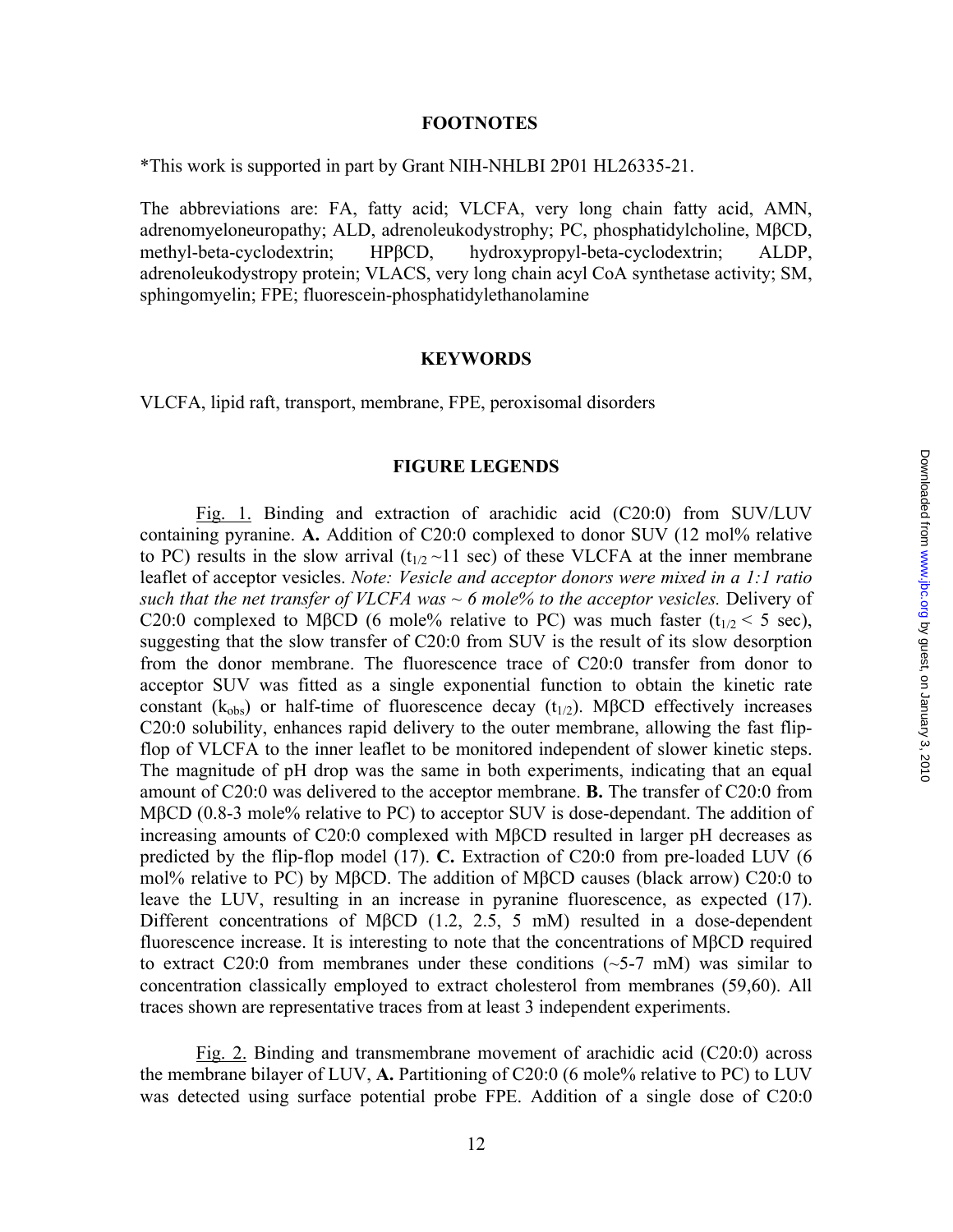## FOOTNOTES

*This work is supported in part by Grant NIH-NHLBI 2P01 HL26335-21.

The abbreviations are: FA, fatty acid; VLCFA, very long chain fatty acid, AMN, adrenomyeloneuropathy; ALD, adrenoleukodystrophy; PC, phosphatidylcholine, MβCD, methyl-beta-cyclodextrin; HPβCD, hydroxypropyl-beta-cyclodextrin; ALDP, adrenoleukodystropy protein; VLACS, very long chain acyl CoA synthetase activity; SM, sphingomyelin; FPE; fluorescein-phosphatidylethanolamine

## KEYWORDS

VLCFA, lipid raft, transport, membrane, FPE, peroxisomal disorders

## FIGURE LEGENDS

Fig. 1. Binding and extraction of arachidic acid (C20:0) from SUV/LUV containing pyranine. **A.** Addition of C20:0 complexed to donor SUV (12 mol% relative to PC) results in the slow arrival ($t_{1/2}$ ~11 sec) of these VLCFA at the inner membrane leaflet of acceptor vesicles. *Note: Vesicle and acceptor donors were mixed in a 1:1 ratio such that the net transfer of VLCFA was ~ 6 mole% to the acceptor vesicles.* Delivery of C20:0 complexed to MβCD (6 mole% relative to PC) was much faster ($t_{1/2}$ < 5 sec), suggesting that the slow transfer of C20:0 from SUV is the result of its slow desorption from the donor membrane. The fluorescence trace of C20:0 transfer from donor to acceptor SUV was fitted as a single exponential function to obtain the kinetic rate constant ($k_{obs}$) or half-time of fluorescence decay ($t_{1/2}$). MβCD effectively increases C20:0 solubility, enhances rapid delivery to the outer membrane, allowing the fast flip-flop of VLCFA to the inner leaflet to be monitored independent of slower kinetic steps. The magnitude of pH drop was the same in both experiments, indicating that an equal amount of C20:0 was delivered to the acceptor membrane. **B.** The transfer of C20:0 from MβCD (0.8-3 mole% relative to PC) to acceptor SUV is dose-dependant. The addition of increasing amounts of C20:0 complexed with MβCD resulted in larger pH decreases as predicted by the flip-flop model (17). **C.** Extraction of C20:0 from pre-loaded LUV (6 mol% relative to PC) by MβCD. The addition of MβCD causes (black arrow) C20:0 to leave the LUV, resulting in an increase in pyranine fluorescence, as expected (17). Different concentrations of MβCD (1.2, 2.5, 5 mM) resulted in a dose-dependent fluorescence increase. It is interesting to note that the concentrations of MβCD required to extract C20:0 from membranes under these conditions (~5-7 mM) was similar to concentration classically employed to extract cholesterol from membranes (59,60). All traces shown are representative traces from at least 3 independent experiments.

Fig. 2. Binding and transmembrane movement of arachidic acid (C20:0) across the membrane bilayer of LUV, **A.** Partitioning of C20:0 (6 mole% relative to PC) to LUV was detected using surface potential probe FPE. Addition of a single dose of C20:0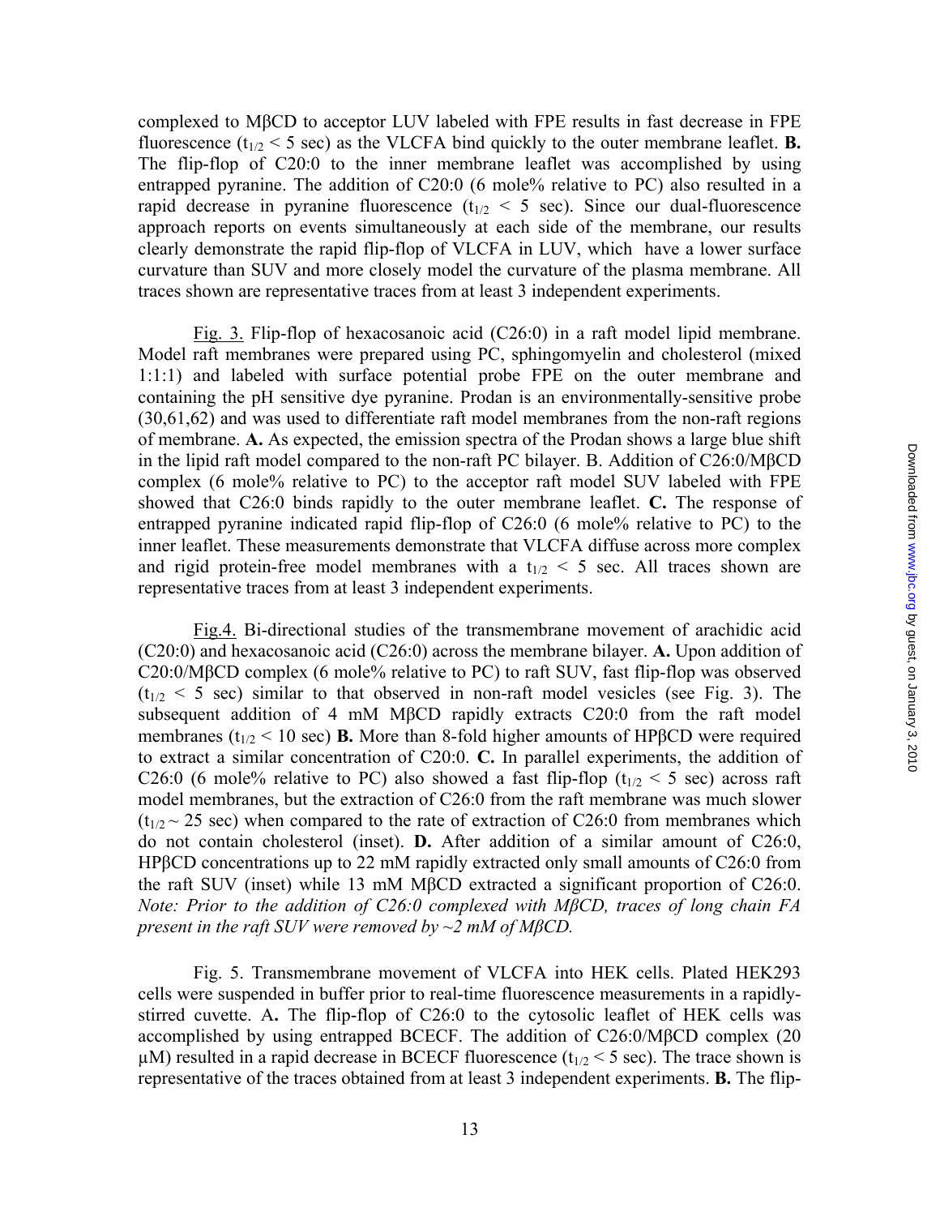complexed to MβCD to acceptor LUV labeled with FPE results in fast decrease in FPE fluorescence ($t_{1/2}$ < 5 sec) as the VLCFA bind quickly to the outer membrane leaflet. **B.** The flip-flop of C20:0 to the inner membrane leaflet was accomplished by using entrapped pyranine. The addition of C20:0 (6 mole% relative to PC) also resulted in a rapid decrease in pyranine fluorescence ($t_{1/2}$ < 5 sec). Since our dual-fluorescence approach reports on events simultaneously at each side of the membrane, our results clearly demonstrate the rapid flip-flop of VLCFA in LUV, which have a lower surface curvature than SUV and more closely model the curvature of the plasma membrane. All traces shown are representative traces from at least 3 independent experiments.

Fig. 3. Flip-flop of hexacosanoic acid (C26:0) in a raft model lipid membrane. Model raft membranes were prepared using PC, sphingomyelin and cholesterol (mixed 1:1:1) and labeled with surface potential probe FPE on the outer membrane and containing the pH sensitive dye pyranine. Prodan is an environmentally-sensitive probe (30,61,62) and was used to differentiate raft model membranes from the non-raft regions of membrane. **A.** As expected, the emission spectra of the Prodan shows a large blue shift in the lipid raft model compared to the non-raft PC bilayer. B. Addition of C26:0/MβCD complex (6 mole% relative to PC) to the acceptor raft model SUV labeled with FPE showed that C26:0 binds rapidly to the outer membrane leaflet. **C.** The response of entrapped pyranine indicated rapid flip-flop of C26:0 (6 mole% relative to PC) to the inner leaflet. These measurements demonstrate that VLCFA diffuse across more complex and rigid protein-free model membranes with a $t_{1/2}$ < 5 sec. All traces shown are representative traces from at least 3 independent experiments.

Fig.4. Bi-directional studies of the transmembrane movement of arachidic acid (C20:0) and hexacosanoic acid (C26:0) across the membrane bilayer. **A.** Upon addition of C20:0/MβCD complex (6 mole% relative to PC) to raft SUV, fast flip-flop was observed ($t_{1/2}$ < 5 sec) similar to that observed in non-raft model vesicles (see Fig. 3). The subsequent addition of 4 mM MβCD rapidly extracts C20:0 from the raft model membranes ($t_{1/2}$ < 10 sec) **B.** More than 8-fold higher amounts of HPβCD were required to extract a similar concentration of C20:0. **C.** In parallel experiments, the addition of C26:0 (6 mole% relative to PC) also showed a fast flip-flop ($t_{1/2}$ < 5 sec) across raft model membranes, but the extraction of C26:0 from the raft membrane was much slower ($t_{1/2}$ ~ 25 sec) when compared to the rate of extraction of C26:0 from membranes which do not contain cholesterol (inset). **D.** After addition of a similar amount of C26:0, HPβCD concentrations up to 22 mM rapidly extracted only small amounts of C26:0 from the raft SUV (inset) while 13 mM MβCD extracted a significant proportion of C26:0. *Note: Prior to the addition of C26:0 complexed with MβCD, traces of long chain FA present in the raft SUV were removed by ~2 mM of MβCD.*

Fig. 5. Transmembrane movement of VLCFA into HEK cells. Plated HEK293 cells were suspended in buffer prior to real-time fluorescence measurements in a rapidly-stirred cuvette. A**.** The flip-flop of C26:0 to the cytosolic leaflet of HEK cells was accomplished by using entrapped BCECF. The addition of C26:0/MβCD complex (20 μM) resulted in a rapid decrease in BCECF fluorescence ($t_{1/2}$ < 5 sec). The trace shown is representative of the traces obtained from at least 3 independent experiments. **B.** The flip-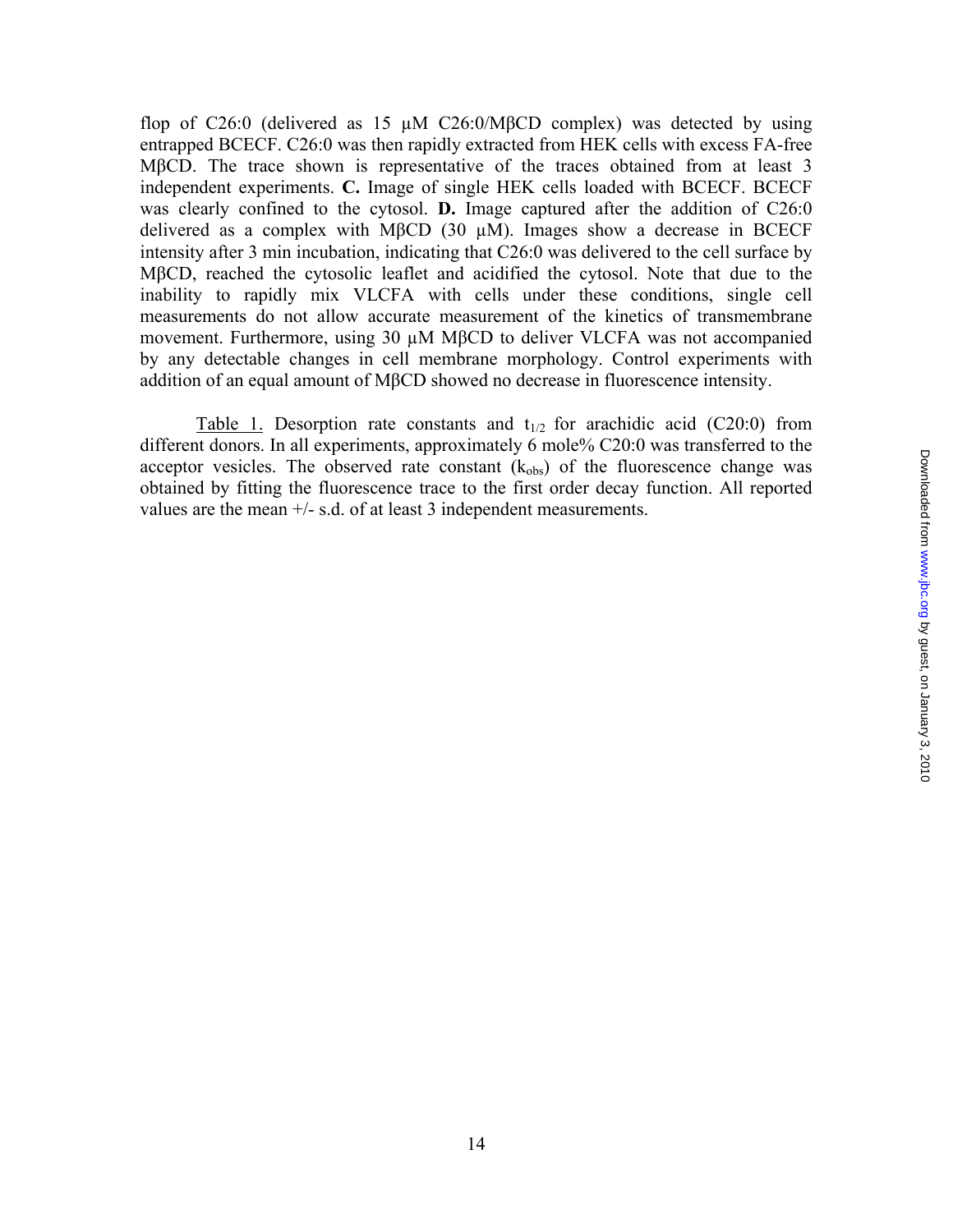flop of C26:0 (delivered as 15 μM C26:0/MβCD complex) was detected by using entrapped BCECF. C26:0 was then rapidly extracted from HEK cells with excess FA-free MβCD. The trace shown is representative of the traces obtained from at least 3 independent experiments. **C.** Image of single HEK cells loaded with BCECF. BCECF was clearly confined to the cytosol. **D.** Image captured after the addition of C26:0 delivered as a complex with MβCD (30 μM). Images show a decrease in BCECF intensity after 3 min incubation, indicating that C26:0 was delivered to the cell surface by MβCD, reached the cytosolic leaflet and acidified the cytosol. Note that due to the inability to rapidly mix VLCFA with cells under these conditions, single cell measurements do not allow accurate measurement of the kinetics of transmembrane movement. Furthermore, using 30 μM MβCD to deliver VLCFA was not accompanied by any detectable changes in cell membrane morphology. Control experiments with addition of an equal amount of MβCD showed no decrease in fluorescence intensity.

Table 1. Desorption rate constants and $t_{1/2}$ for arachidic acid (C20:0) from different donors. In all experiments, approximately 6 mole% C20:0 was transferred to the acceptor vesicles. The observed rate constant ($k_{obs}$) of the fluorescence change was obtained by fitting the fluorescence trace to the first order decay function. All reported values are the mean +/- s.d. of at least 3 independent measurements.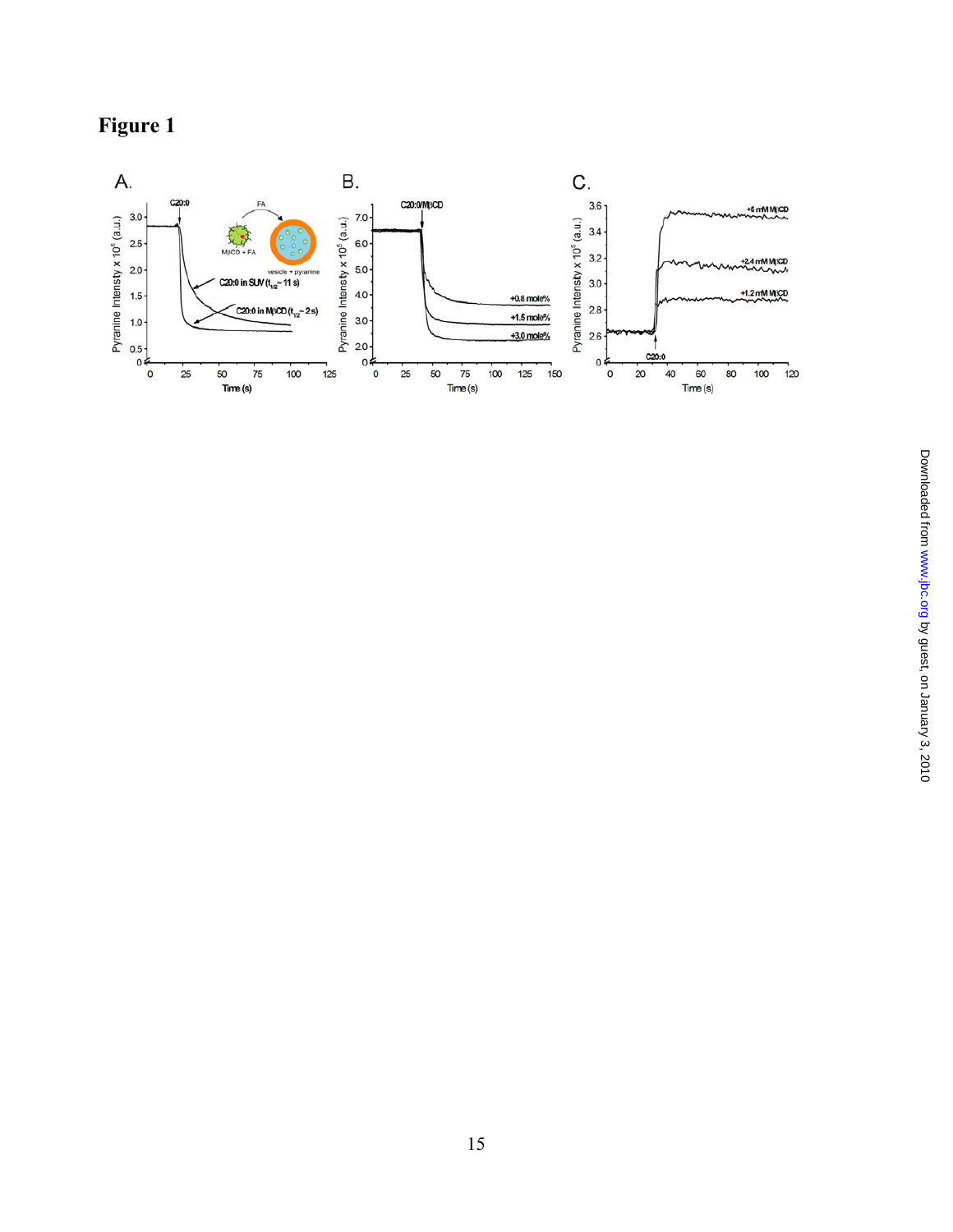# Figure 1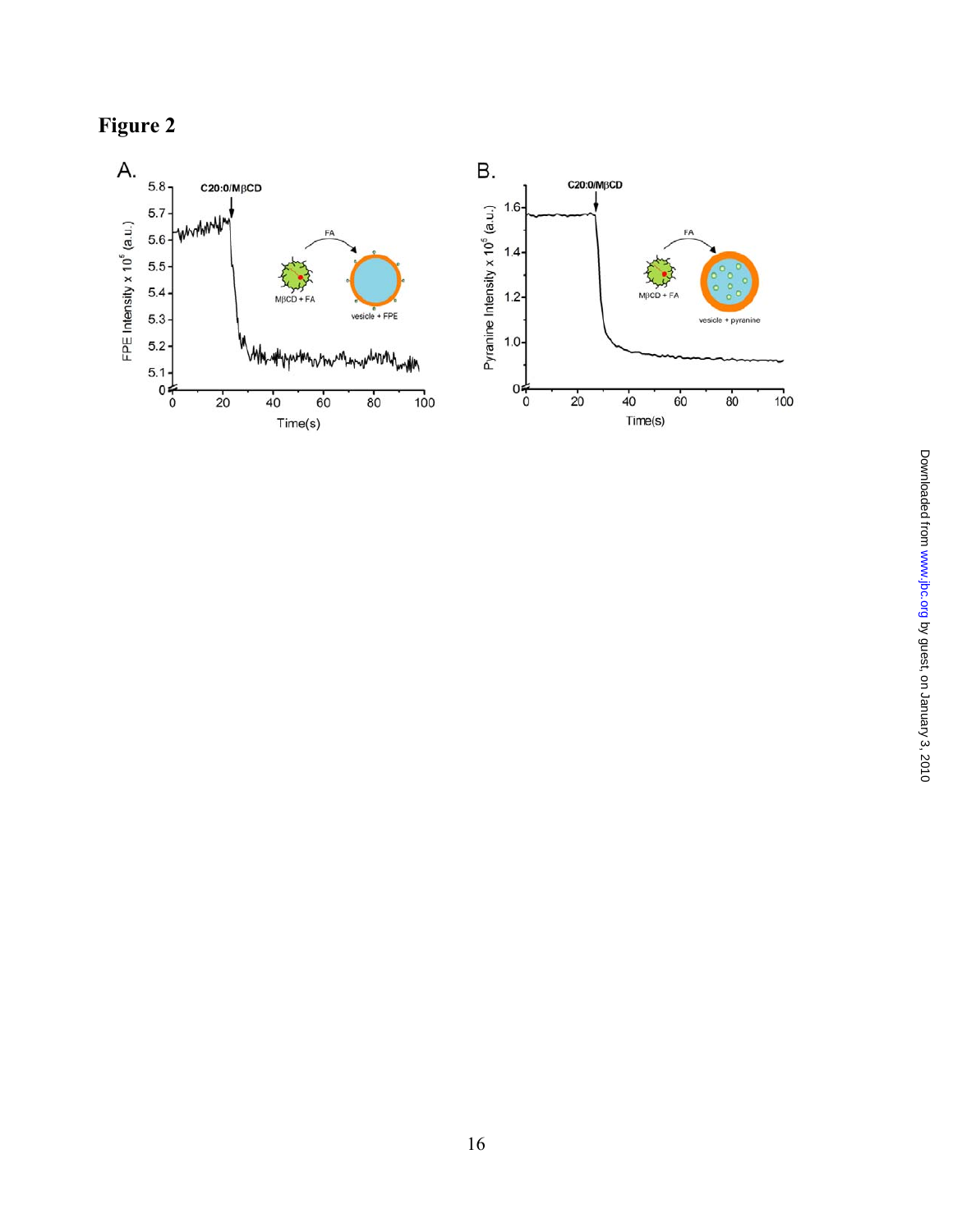# Figure 2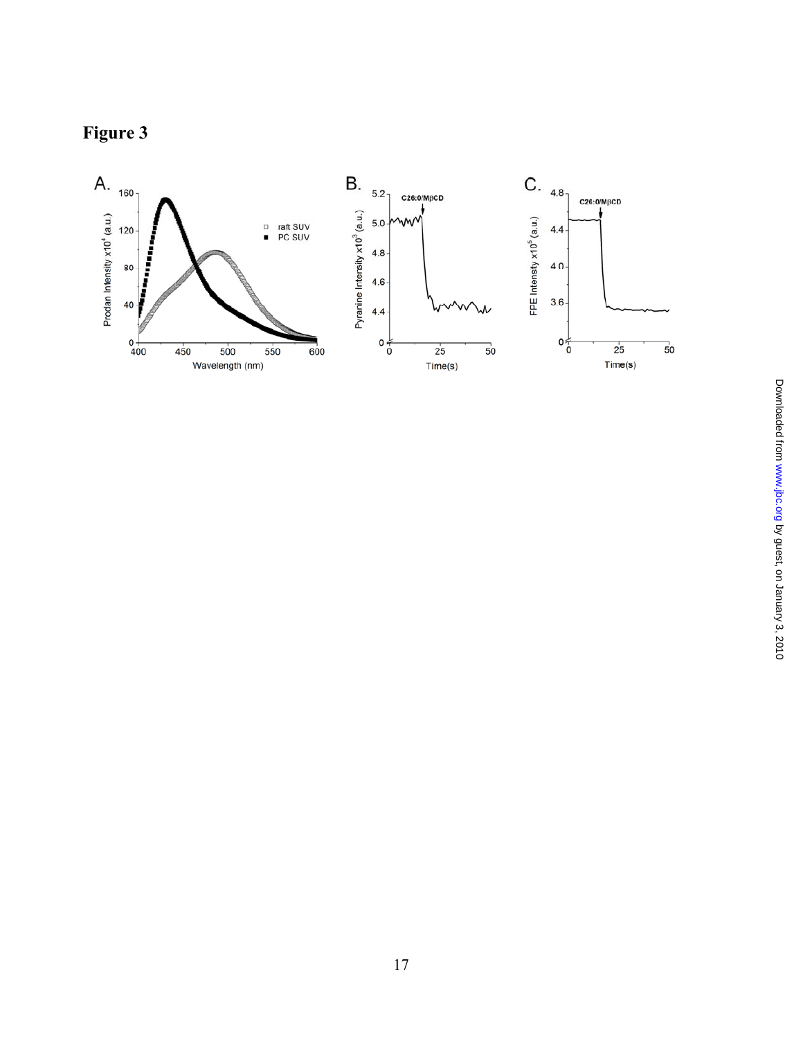# Figure 3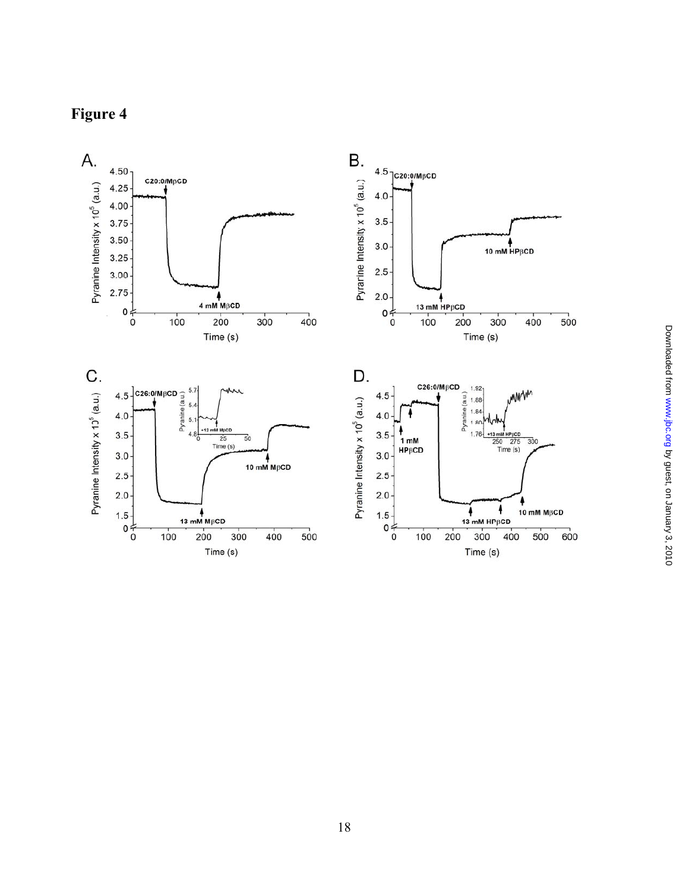# Figure 4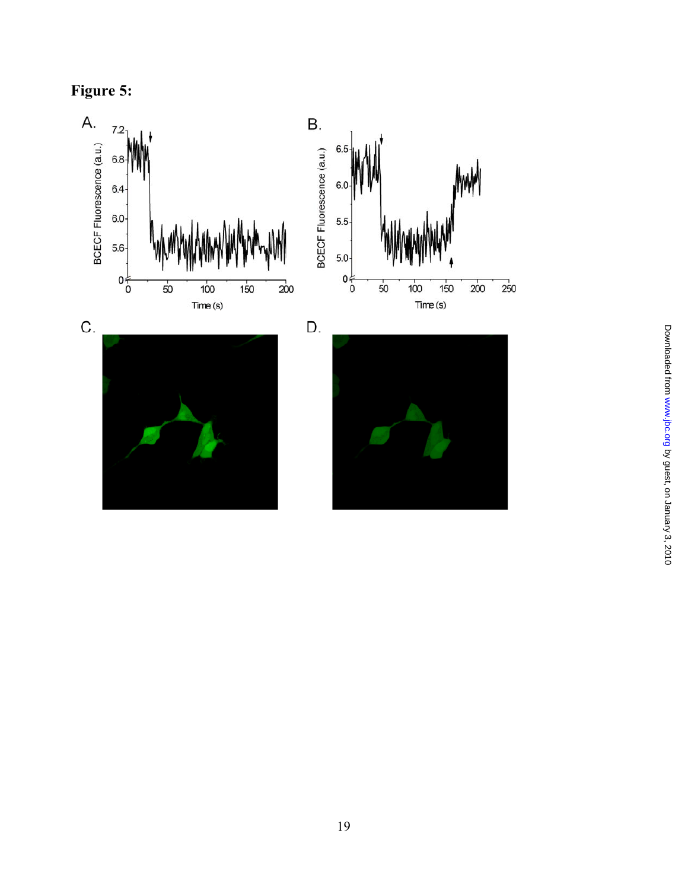**Figure 5:**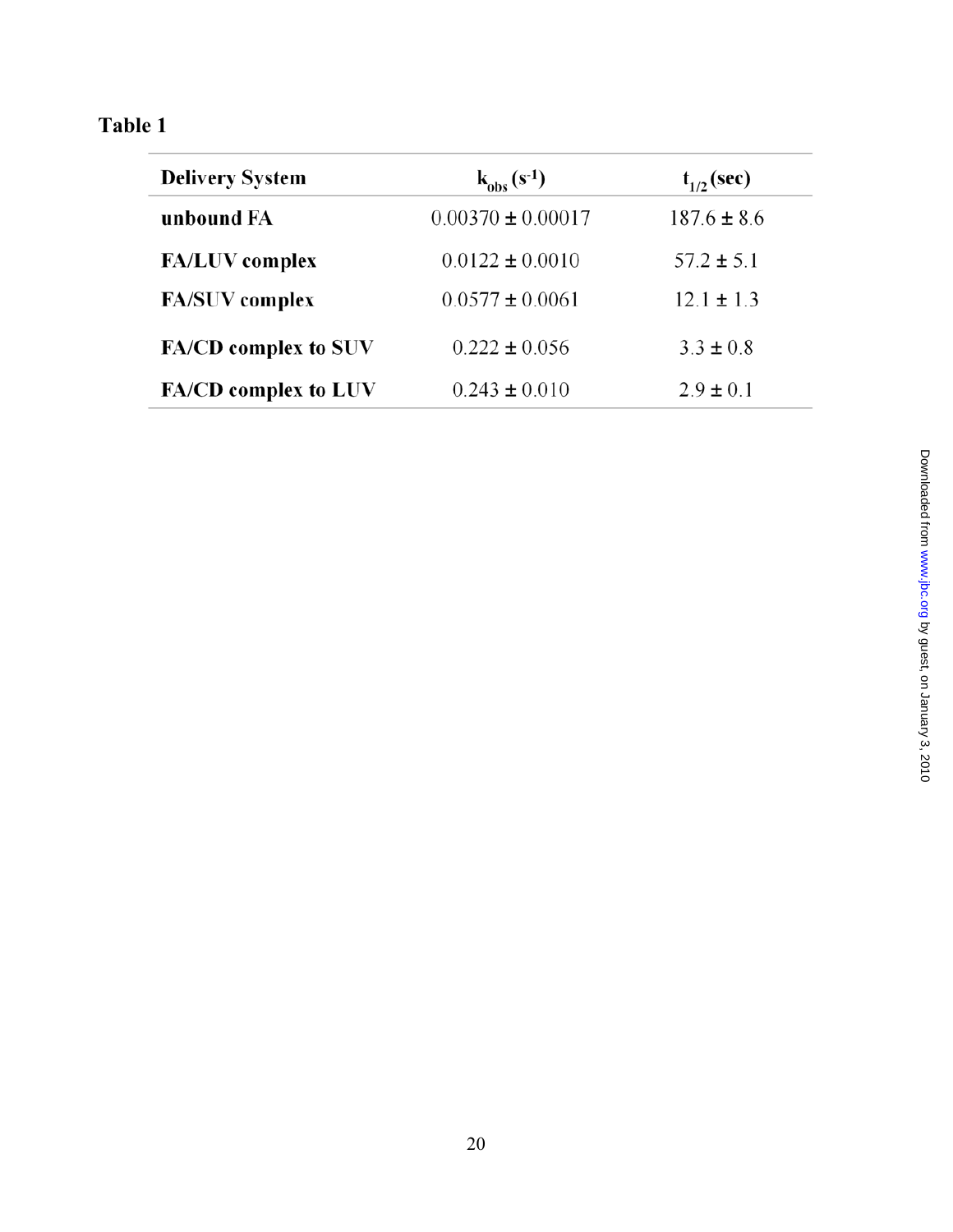**Table 1**

| **Delivery System** | $k_{obs}$ ($s^{-1}$) | $t_{1/2}$ (sec) |
|---|---|---|
| **unbound FA** | 0.00370 ± 0.00017 | 187.6 ± 8.6 |
| **FA/LUV complex** | 0.0122 ± 0.0010 | 57.2 ± 5.1 |
| **FA/SUV complex** | 0.0577 ± 0.0061 | 12.1 ± 1.3 |
| **FA/CD complex to SUV** | 0.222 ± 0.056 | 3.3 ± 0.8 |
| **FA/CD complex to LUV** | 0.243 ± 0.010 | 2.9 ± 0.1 |